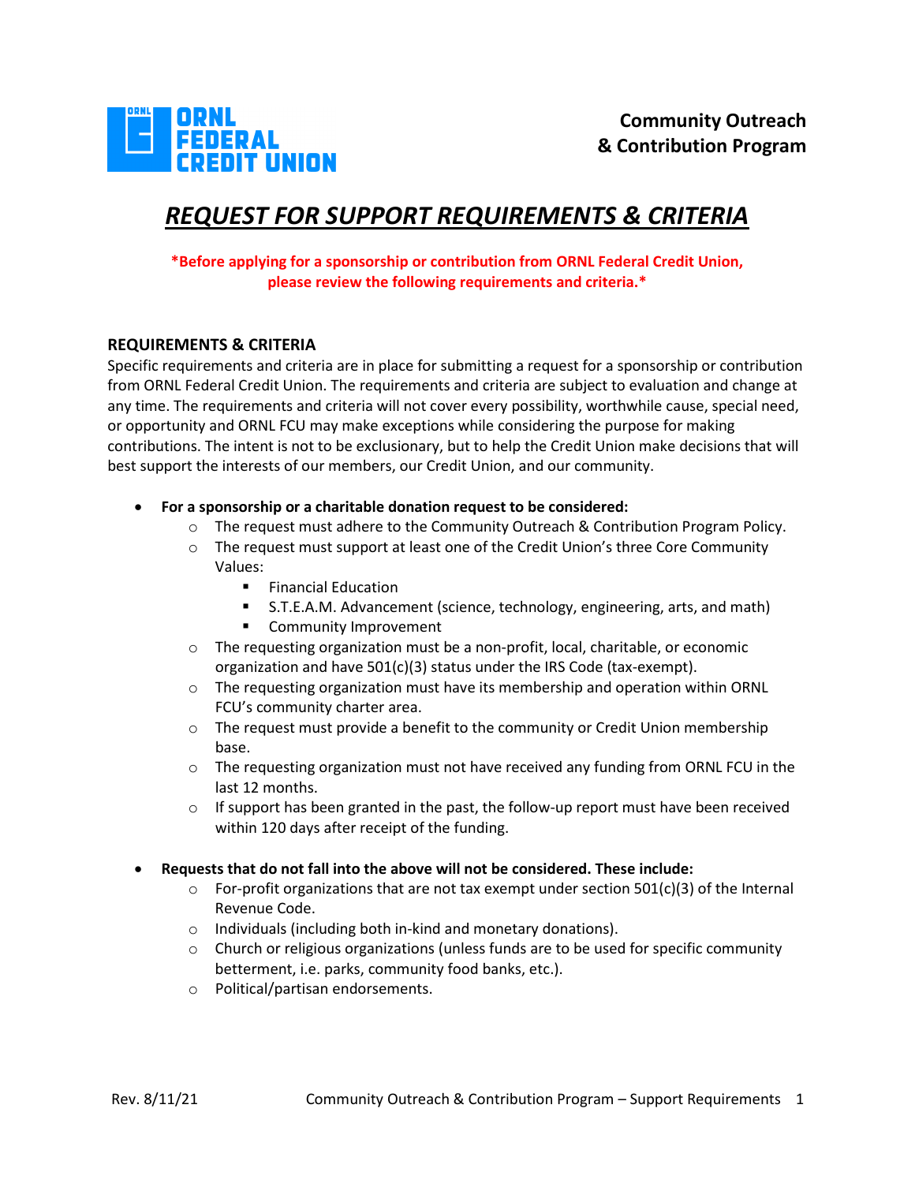ORNL FEDERAL CREDIT UNION

**Community Outreach & Contribution Program**

# ***REQUEST FOR SUPPORT REQUIREMENTS & CRITERIA***

**\*Before applying for a sponsorship or contribution from ORNL Federal Credit Union, please review the following requirements and criteria.\***

## REQUIREMENTS & CRITERIA

Specific requirements and criteria are in place for submitting a request for a sponsorship or contribution from ORNL Federal Credit Union. The requirements and criteria are subject to evaluation and change at any time. The requirements and criteria will not cover every possibility, worthwhile cause, special need, or opportunity and ORNL FCU may make exceptions while considering the purpose for making contributions. The intent is not to be exclusionary, but to help the Credit Union make decisions that will best support the interests of our members, our Credit Union, and our community.

- **For a sponsorship or a charitable donation request to be considered:**
  - The request must adhere to the Community Outreach & Contribution Program Policy.
  - The request must support at least one of the Credit Union's three Core Community Values:
    - Financial Education
    - S.T.E.A.M. Advancement (science, technology, engineering, arts, and math)
    - Community Improvement
  - The requesting organization must be a non-profit, local, charitable, or economic organization and have 501(c)(3) status under the IRS Code (tax-exempt).
  - The requesting organization must have its membership and operation within ORNL FCU's community charter area.
  - The request must provide a benefit to the community or Credit Union membership base.
  - The requesting organization must not have received any funding from ORNL FCU in the last 12 months.
  - If support has been granted in the past, the follow-up report must have been received within 120 days after receipt of the funding.

- **Requests that do not fall into the above will not be considered. These include:**
  - For-profit organizations that are not tax exempt under section 501(c)(3) of the Internal Revenue Code.
  - Individuals (including both in-kind and monetary donations).
  - Church or religious organizations (unless funds are to be used for specific community betterment, i.e. parks, community food banks, etc.).
  - Political/partisan endorsements.

Rev. 8/11/21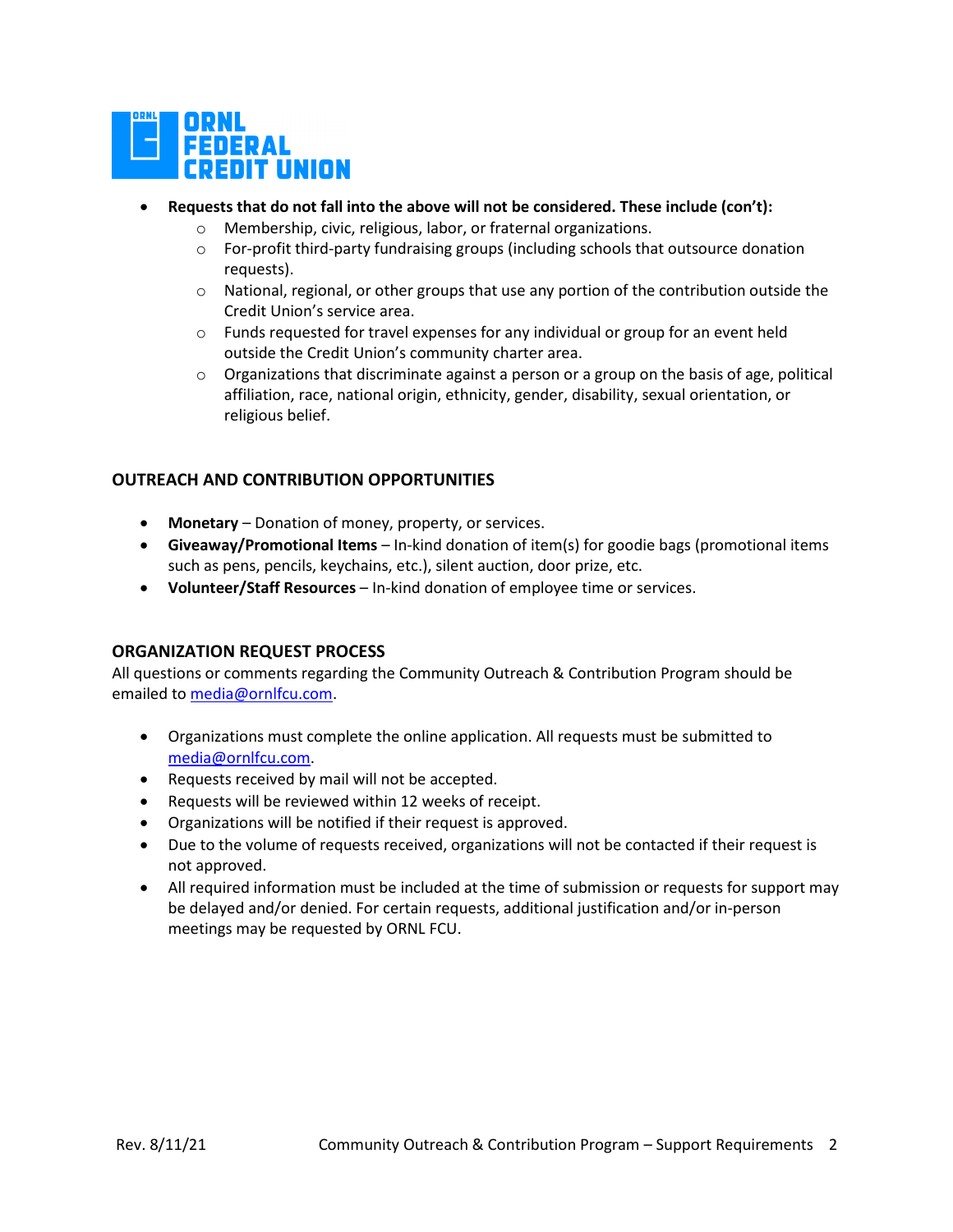- **Requests that do not fall into the above will not be considered. These include (con't):**
  - Membership, civic, religious, labor, or fraternal organizations.
  - For-profit third-party fundraising groups (including schools that outsource donation requests).
  - National, regional, or other groups that use any portion of the contribution outside the Credit Union's service area.
  - Funds requested for travel expenses for any individual or group for an event held outside the Credit Union's community charter area.
  - Organizations that discriminate against a person or a group on the basis of age, political affiliation, race, national origin, ethnicity, gender, disability, sexual orientation, or religious belief.

### OUTREACH AND CONTRIBUTION OPPORTUNITIES

- **Monetary** – Donation of money, property, or services.
- **Giveaway/Promotional Items** – In-kind donation of item(s) for goodie bags (promotional items such as pens, pencils, keychains, etc.), silent auction, door prize, etc.
- **Volunteer/Staff Resources** – In-kind donation of employee time or services.

### ORGANIZATION REQUEST PROCESS

All questions or comments regarding the Community Outreach & Contribution Program should be emailed to media@ornlfcu.com.

- Organizations must complete the online application. All requests must be submitted to media@ornlfcu.com.
- Requests received by mail will not be accepted.
- Requests will be reviewed within 12 weeks of receipt.
- Organizations will be notified if their request is approved.
- Due to the volume of requests received, organizations will not be contacted if their request is not approved.
- All required information must be included at the time of submission or requests for support may be delayed and/or denied. For certain requests, additional justification and/or in-person meetings may be requested by ORNL FCU.